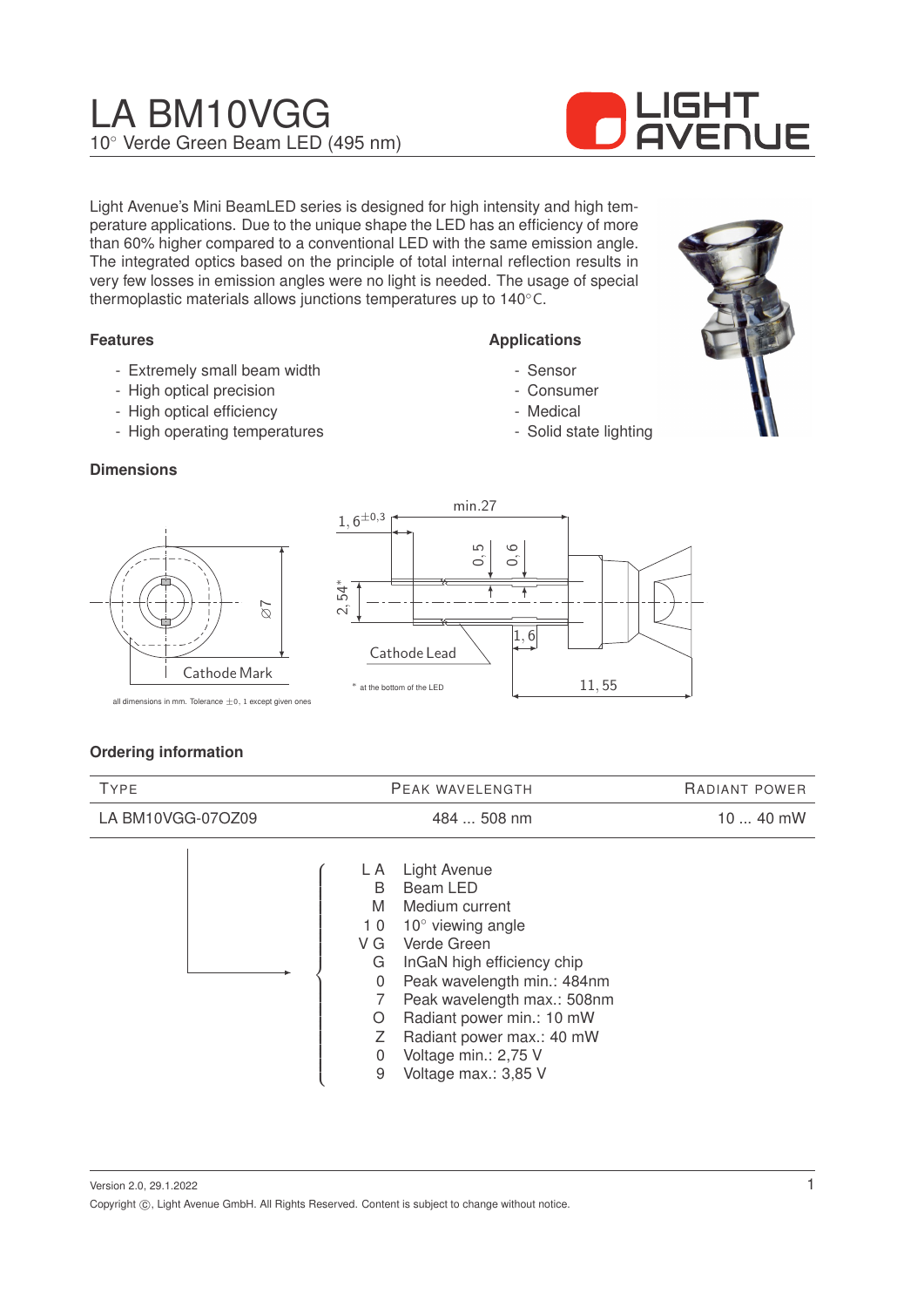# LA BM10VGG

10° Verde Green Beam LED (495 nm)

Light Avenue's Mini BeamLED series is designed for high intensity and high temperature applications. Due to the unique shape the LED has an efficiency of more than 60% higher compared to a conventional LED with the same emission angle. The integrated optics based on the principle of total internal reflection results in very few losses in emission angles were no light is needed. The usage of special thermoplastic materials allows junctions temperatures up to 140°C.

### Features

- Extremely small beam width
- High optical precision
- High optical efficiency
- High operating temperatures

### Applications

- Sensor
- Consumer
- Medical
- Solid state lighting

### Dimensions

Cathode Mark

Cathode Lead

* at the bottom of the LED

all dimensions in mm. Tolerance ±0,1 except given ones

### Ordering information

| TYPE | PEAK WAVELENGTH | RADIANT POWER |
|---|---|---|
| LA BM10VGG-07OZ09 | 484 ... 508 nm | 10 ... 40 mW |

| Code | Meaning |
|---|---|
| LA | Light Avenue |
| B | Beam LED |
| M | Medium current |
| 10 | 10° viewing angle |
| VG | Verde Green |
| G | InGaN high efficiency chip |
| 0 | Peak wavelength min.: 484nm |
| 7 | Peak wavelength max.: 508nm |
| O | Radiant power min.: 10 mW |
| Z | Radiant power max.: 40 mW |
| 0 | Voltage min.: 2,75 V |
| 9 | Voltage max.: 3,85 V |

Version 2.0, 29.1.2022

Copyright ©, Light Avenue GmbH. All Rights Reserved. Content is subject to change without notice.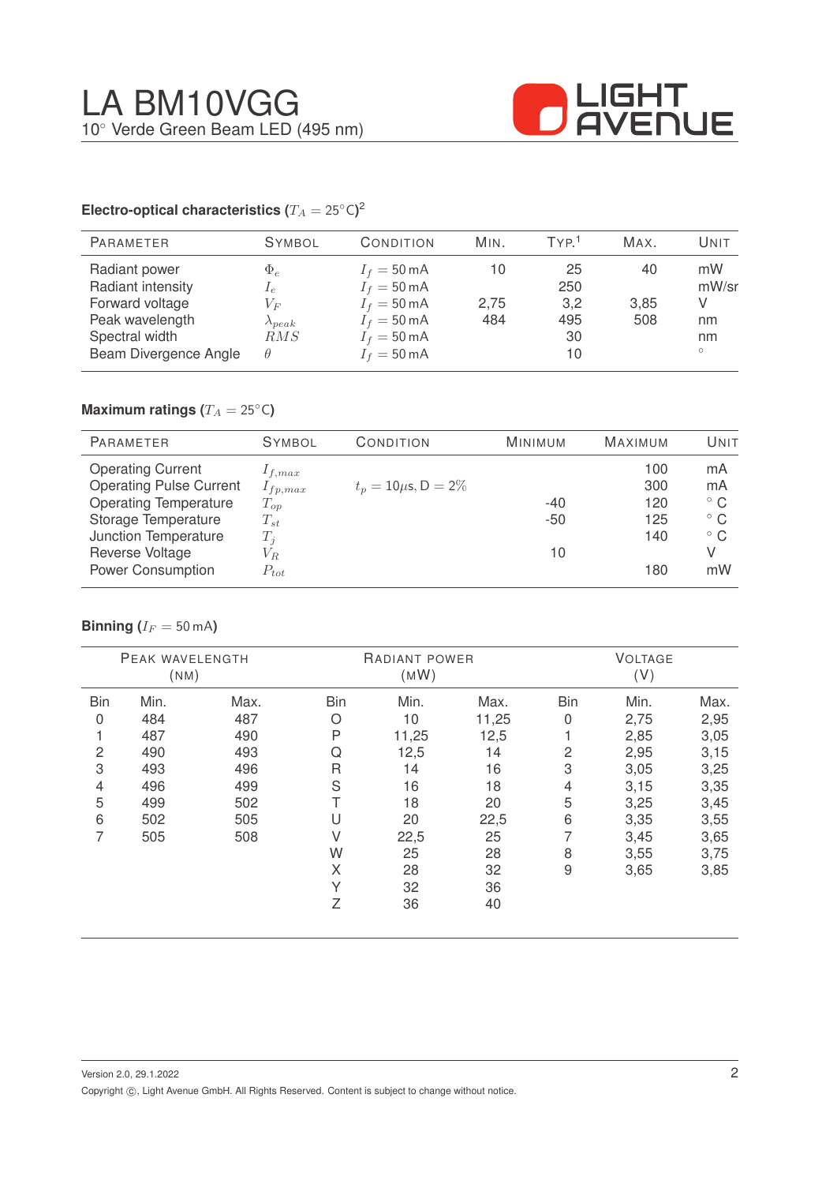# LA BM10VGG

10° Verde Green Beam LED (495 nm)

### Electro-optical characteristics ($T_A = 25°C$)[2]

| Parameter | Symbol | Condition | Min. | Typ.[1] | Max. | Unit |
|---|---|---|---|---|---|---|
| Radiant power | $\Phi_e$ | $I_f = 50\,\text{mA}$ | 10 | 25 | 40 | mW |
| Radiant intensity | $I_e$ | $I_f = 50\,\text{mA}$ | | 250 | | mW/sr |
| Forward voltage | $V_F$ | $I_f = 50\,\text{mA}$ | 2,75 | 3,2 | 3,85 | V |
| Peak wavelength | $\lambda_{peak}$ | $I_f = 50\,\text{mA}$ | 484 | 495 | 508 | nm |
| Spectral width | $RMS$ | $I_f = 50\,\text{mA}$ | | 30 | | nm |
| Beam Divergence Angle | $\theta$ | $I_f = 50\,\text{mA}$ | | 10 | | ° |

### Maximum ratings ($T_A = 25°C$)

| Parameter | Symbol | Condition | Minimum | Maximum | Unit |
|---|---|---|---|---|---|
| Operating Current | $I_{f,max}$ | | | 100 | mA |
| Operating Pulse Current | $I_{fp,max}$ | $t_p = 10\mu\text{s}$, D $= 2\%$ | | 300 | mA |
| Operating Temperature | $T_{op}$ | | -40 | 120 | ° C |
| Storage Temperature | $T_{st}$ | | -50 | 125 | ° C |
| Junction Temperature | $T_j$ | | | 140 | ° C |
| Reverse Voltage | $V_R$ | | 10 | | V |
| Power Consumption | $P_{tot}$ | | | 180 | mW |

### Binning ($I_F = 50\,\text{mA}$)

| Peak wavelength (nm) | | | Radiant power (mW) | | | Voltage (V) | | |
|---|---|---|---|---|---|---|---|---|
| Bin | Min. | Max. | Bin | Min. | Max. | Bin | Min. | Max. |
| 0 | 484 | 487 | O | 10 | 11,25 | 0 | 2,75 | 2,95 |
| 1 | 487 | 490 | P | 11,25 | 12,5 | 1 | 2,85 | 3,05 |
| 2 | 490 | 493 | Q | 12,5 | 14 | 2 | 2,95 | 3,15 |
| 3 | 493 | 496 | R | 14 | 16 | 3 | 3,05 | 3,25 |
| 4 | 496 | 499 | S | 16 | 18 | 4 | 3,15 | 3,35 |
| 5 | 499 | 502 | T | 18 | 20 | 5 | 3,25 | 3,45 |
| 6 | 502 | 505 | U | 20 | 22,5 | 6 | 3,35 | 3,55 |
| 7 | 505 | 508 | V | 22,5 | 25 | 7 | 3,45 | 3,65 |
| | | | W | 25 | 28 | 8 | 3,55 | 3,75 |
| | | | X | 28 | 32 | 9 | 3,65 | 3,85 |
| | | | Y | 32 | 36 | | | |
| | | | Z | 36 | 40 | | | |

Version 2.0, 29.1.2022

Copyright ©, Light Avenue GmbH. All Rights Reserved. Content is subject to change without notice.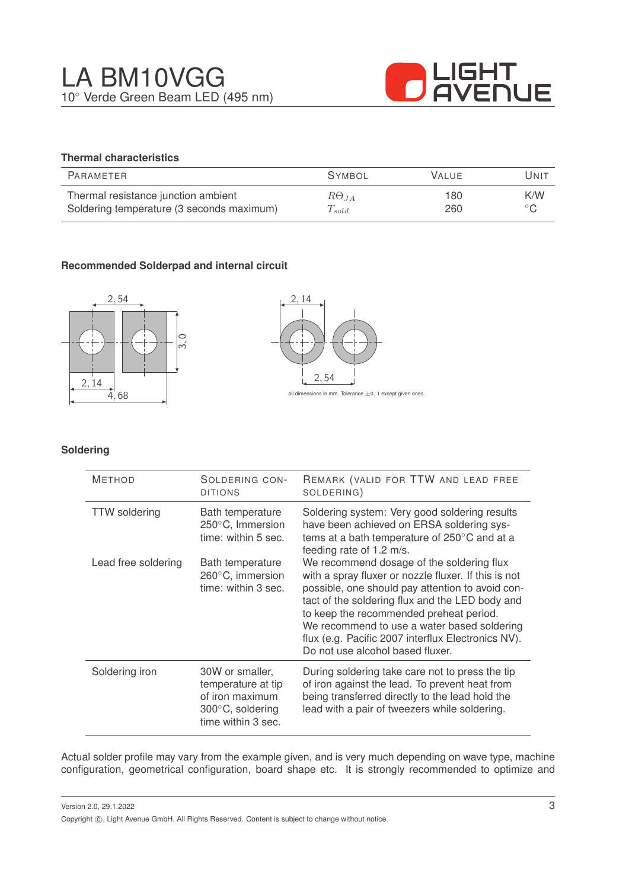## Thermal characteristics

| Parameter | Symbol | Value | Unit |
|---|---|---|---|
| Thermal resistance junction ambient | $R\Theta_{JA}$ | 180 | K/W |
| Soldering temperature (3 seconds maximum) | $T_{sold}$ | 260 | °C |

## Recommended Solderpad and internal circuit

all dimensions in mm. Tolerance ±0, 1 except given ones

## Soldering

| Method | Soldering conditions | Remark (valid for TTW and lead free soldering) |
|---|---|---|
| TTW soldering | Bath temperature 250°C, Immersion time: within 5 sec. | Soldering system: Very good soldering results have been achieved on ERSA soldering systems at a bath temperature of 250°C and at a feeding rate of 1.2 m/s. |
| Lead free soldering | Bath temperature 260°C, immersion time: within 3 sec. | We recommend dosage of the soldering flux with a spray fluxer or nozzle fluxer. If this is not possible, one should pay attention to avoid contact of the soldering flux and the LED body and to keep the recommended preheat period. We recommend to use a water based soldering flux (e.g. Pacific 2007 interflux Electronics NV). Do not use alcohol based fluxer. |
| Soldering iron | 30W or smaller, temperature at tip of iron maximum 300°C, soldering time within 3 sec. | During soldering take care not to press the tip of iron against the lead. To prevent heat from being transferred directly to the lead hold the lead with a pair of tweezers while soldering. |

Actual solder profile may vary from the example given, and is very much depending on wave type, machine configuration, geometrical configuration, board shape etc. It is strongly recommended to optimize and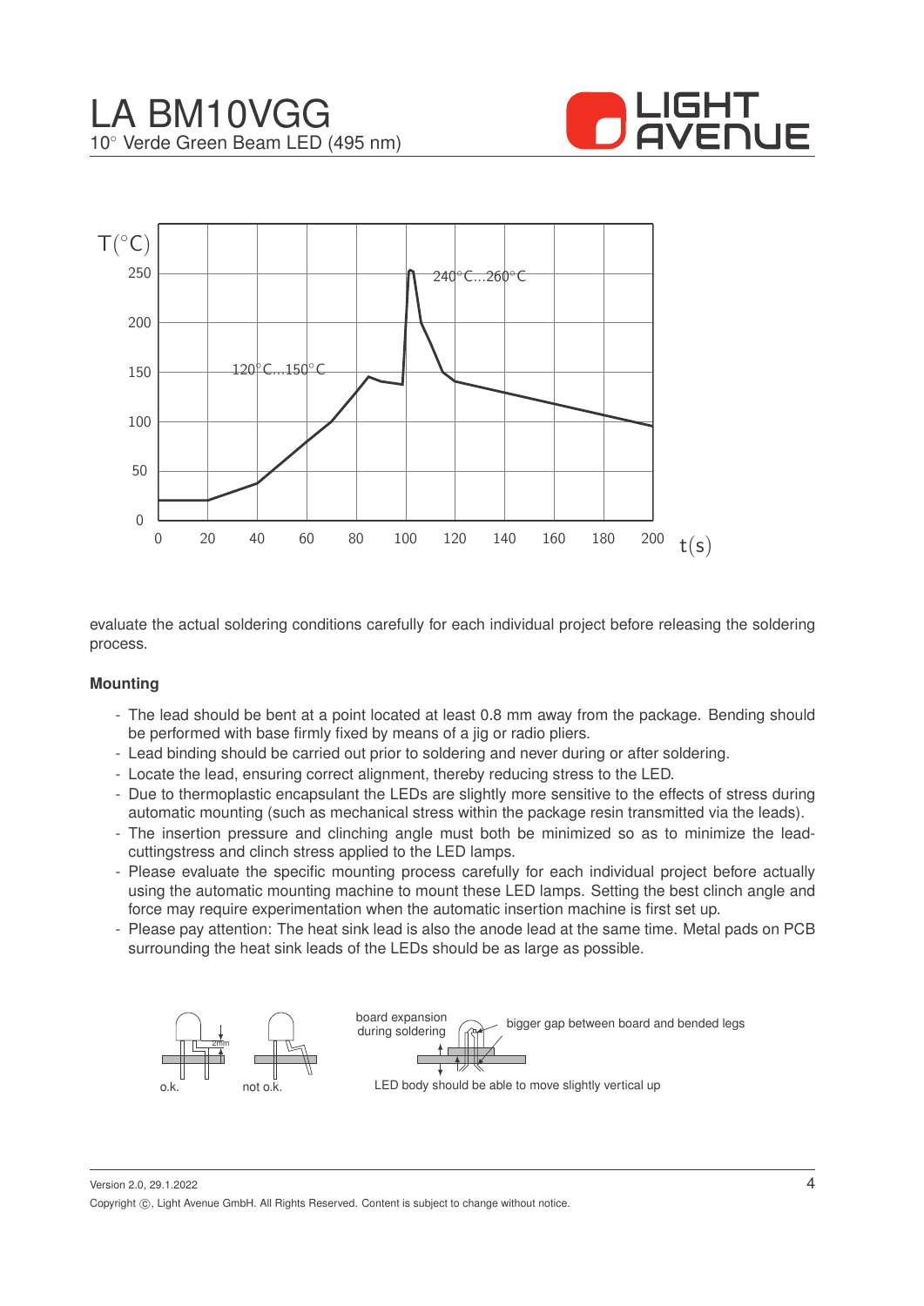evaluate the actual soldering conditions carefully for each individual project before releasing the soldering process.

**Mounting**

- The lead should be bent at a point located at least 0.8 mm away from the package. Bending should be performed with base firmly fixed by means of a jig or radio pliers.
- Lead binding should be carried out prior to soldering and never during or after soldering.
- Locate the lead, ensuring correct alignment, thereby reducing stress to the LED.
- Due to thermoplastic encapsulant the LEDs are slightly more sensitive to the effects of stress during automatic mounting (such as mechanical stress within the package resin transmitted via the leads).
- The insertion pressure and clinching angle must both be minimized so as to minimize the lead-cuttingstress and clinch stress applied to the LED lamps.
- Please evaluate the specific mounting process carefully for each individual project before actually using the automatic mounting machine to mount these LED lamps. Setting the best clinch angle and force may require experimentation when the automatic insertion machine is first set up.
- Please pay attention: The heat sink lead is also the anode lead at the same time. Metal pads on PCB surrounding the heat sink leads of the LEDs should be as large as possible.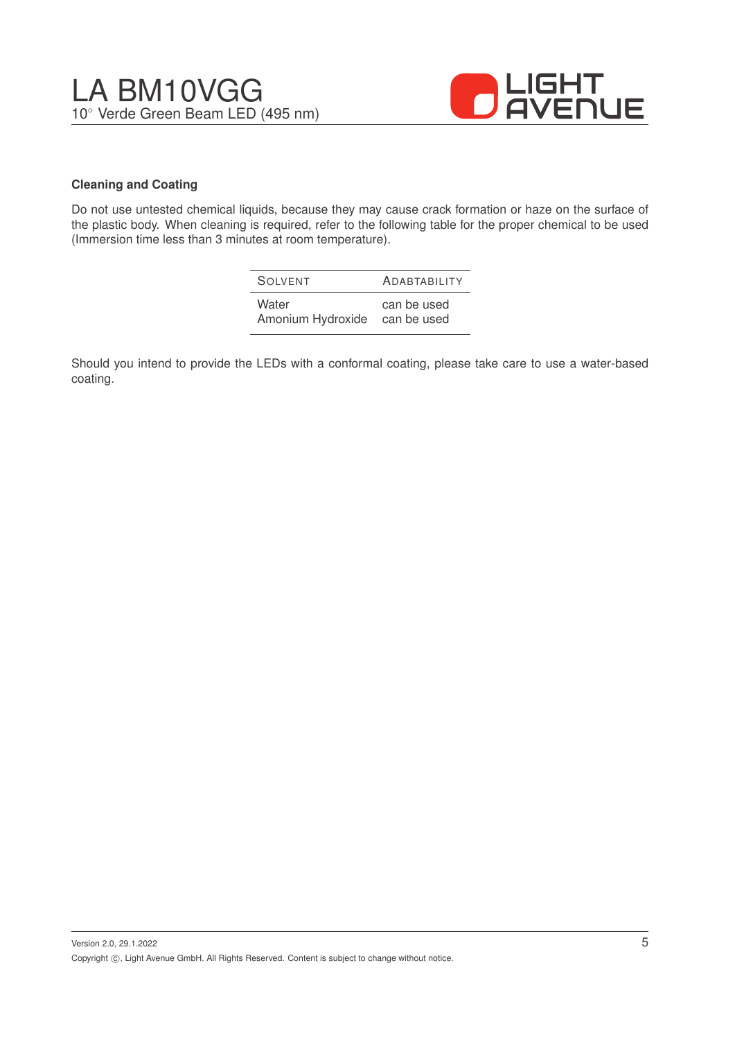### Cleaning and Coating

Do not use untested chemical liquids, because they may cause crack formation or haze on the surface of the plastic body. When cleaning is required, refer to the following table for the proper chemical to be used (Immersion time less than 3 minutes at room temperature).

| Solvent | Adabtability |
|---|---|
| Water | can be used |
| Amonium Hydroxide | can be used |

Should you intend to provide the LEDs with a conformal coating, please take care to use a water-based coating.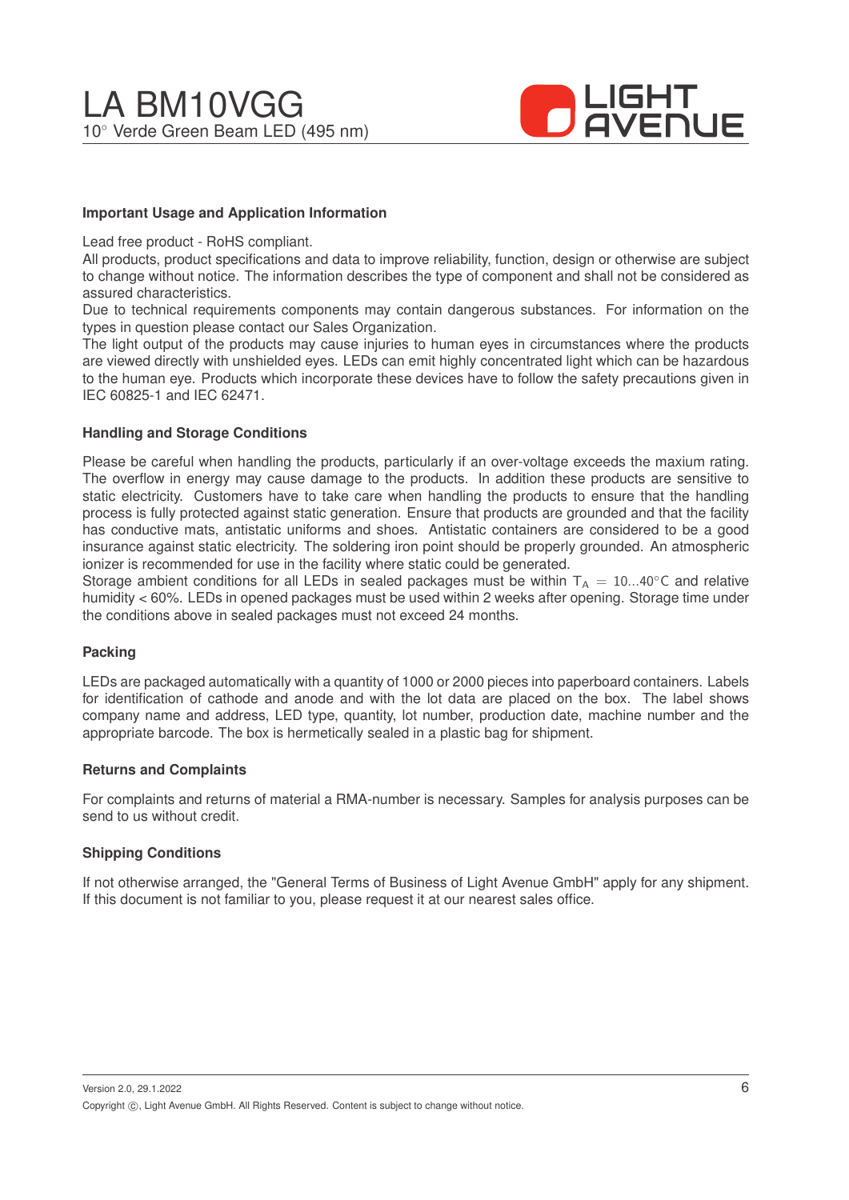### Important Usage and Application Information

Lead free product - RoHS compliant.
All products, product specifications and data to improve reliability, function, design or otherwise are subject to change without notice. The information describes the type of component and shall not be considered as assured characteristics.
Due to technical requirements components may contain dangerous substances. For information on the types in question please contact our Sales Organization.
The light output of the products may cause injuries to human eyes in circumstances where the products are viewed directly with unshielded eyes. LEDs can emit highly concentrated light which can be hazardous to the human eye. Products which incorporate these devices have to follow the safety precautions given in IEC 60825-1 and IEC 62471.

### Handling and Storage Conditions

Please be careful when handling the products, particularly if an over-voltage exceeds the maxium rating. The overflow in energy may cause damage to the products. In addition these products are sensitive to static electricity. Customers have to take care when handling the products to ensure that the handling process is fully protected against static generation. Ensure that products are grounded and that the facility has conductive mats, antistatic uniforms and shoes. Antistatic containers are considered to be a good insurance against static electricity. The soldering iron point should be properly grounded. An atmospheric ionizer is recommended for use in the facility where static could be generated.
Storage ambient conditions for all LEDs in sealed packages must be within $T_A = 10...40°C$ and relative humidity < 60%. LEDs in opened packages must be used within 2 weeks after opening. Storage time under the conditions above in sealed packages must not exceed 24 months.

### Packing

LEDs are packaged automatically with a quantity of 1000 or 2000 pieces into paperboard containers. Labels for identification of cathode and anode and with the lot data are placed on the box. The label shows company name and address, LED type, quantity, lot number, production date, machine number and the appropriate barcode. The box is hermetically sealed in a plastic bag for shipment.

### Returns and Complaints

For complaints and returns of material a RMA-number is necessary. Samples for analysis purposes can be send to us without credit.

### Shipping Conditions

If not otherwise arranged, the "General Terms of Business of Light Avenue GmbH" apply for any shipment. If this document is not familiar to you, please request it at our nearest sales office.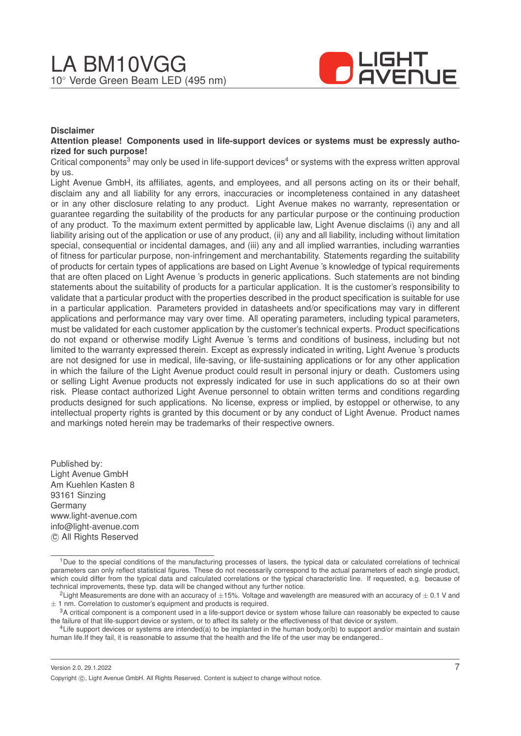**Disclaimer**

**Attention please! Components used in life-support devices or systems must be expressly authorized for such purpose!**

Critical components[3] may only be used in life-support devices[4] or systems with the express written approval by us.

Light Avenue GmbH, its affiliates, agents, and employees, and all persons acting on its or their behalf, disclaim any and all liability for any errors, inaccuracies or incompleteness contained in any datasheet or in any other disclosure relating to any product. Light Avenue makes no warranty, representation or guarantee regarding the suitability of the products for any particular purpose or the continuing production of any product. To the maximum extent permitted by applicable law, Light Avenue disclaims (i) any and all liability arising out of the application or use of any product, (ii) any and all liability, including without limitation special, consequential or incidental damages, and (iii) any and all implied warranties, including warranties of fitness for particular purpose, non-infringement and merchantability. Statements regarding the suitability of products for certain types of applications are based on Light Avenue 's knowledge of typical requirements that are often placed on Light Avenue 's products in generic applications. Such statements are not binding statements about the suitability of products for a particular application. It is the customer's responsibility to validate that a particular product with the properties described in the product specification is suitable for use in a particular application. Parameters provided in datasheets and/or specifications may vary in different applications and performance may vary over time. All operating parameters, including typical parameters, must be validated for each customer application by the customer's technical experts. Product specifications do not expand or otherwise modify Light Avenue 's terms and conditions of business, including but not limited to the warranty expressed therein. Except as expressly indicated in writing, Light Avenue 's products are not designed for use in medical, life-saving, or life-sustaining applications or for any other application in which the failure of the Light Avenue product could result in personal injury or death. Customers using or selling Light Avenue products not expressly indicated for use in such applications do so at their own risk. Please contact authorized Light Avenue personnel to obtain written terms and conditions regarding products designed for such applications. No license, express or implied, by estoppel or otherwise, to any intellectual property rights is granted by this document or by any conduct of Light Avenue. Product names and markings noted herein may be trademarks of their respective owners.

Published by:
Light Avenue GmbH
Am Kuehlen Kasten 8
93161 Sinzing
Germany
www.light-avenue.com
info@light-avenue.com
© All Rights Reserved

---

[1] Due to the special conditions of the manufacturing processes of lasers, the typical data or calculated correlations of technical parameters can only reflect statistical figures. These do not necessarily correspond to the actual parameters of each single product, which could differ from the typical data and calculated correlations or the typical characteristic line. If requested, e.g. because of technical improvements, these typ. data will be changed without any further notice.

[2] Light Measurements are done with an accuracy of ±15%. Voltage and wavelength are measured with an accuracy of ± 0.1 V and ± 1 nm. Correlation to customer's equipment and products is required.

[3] A critical component is a component used in a life-support device or system whose failure can reasonably be expected to cause the failure of that life-support device or system, or to affect its safety or the effectiveness of that device or system.

[4] Life support devices or systems are intended(a) to be implanted in the human body,or(b) to support and/or maintain and sustain human life.If they fail, it is reasonable to assume that the health and the life of the user may be endangered..

Version 2.0, 29.1.2022

Copyright ©, Light Avenue GmbH. All Rights Reserved. Content is subject to change without notice.